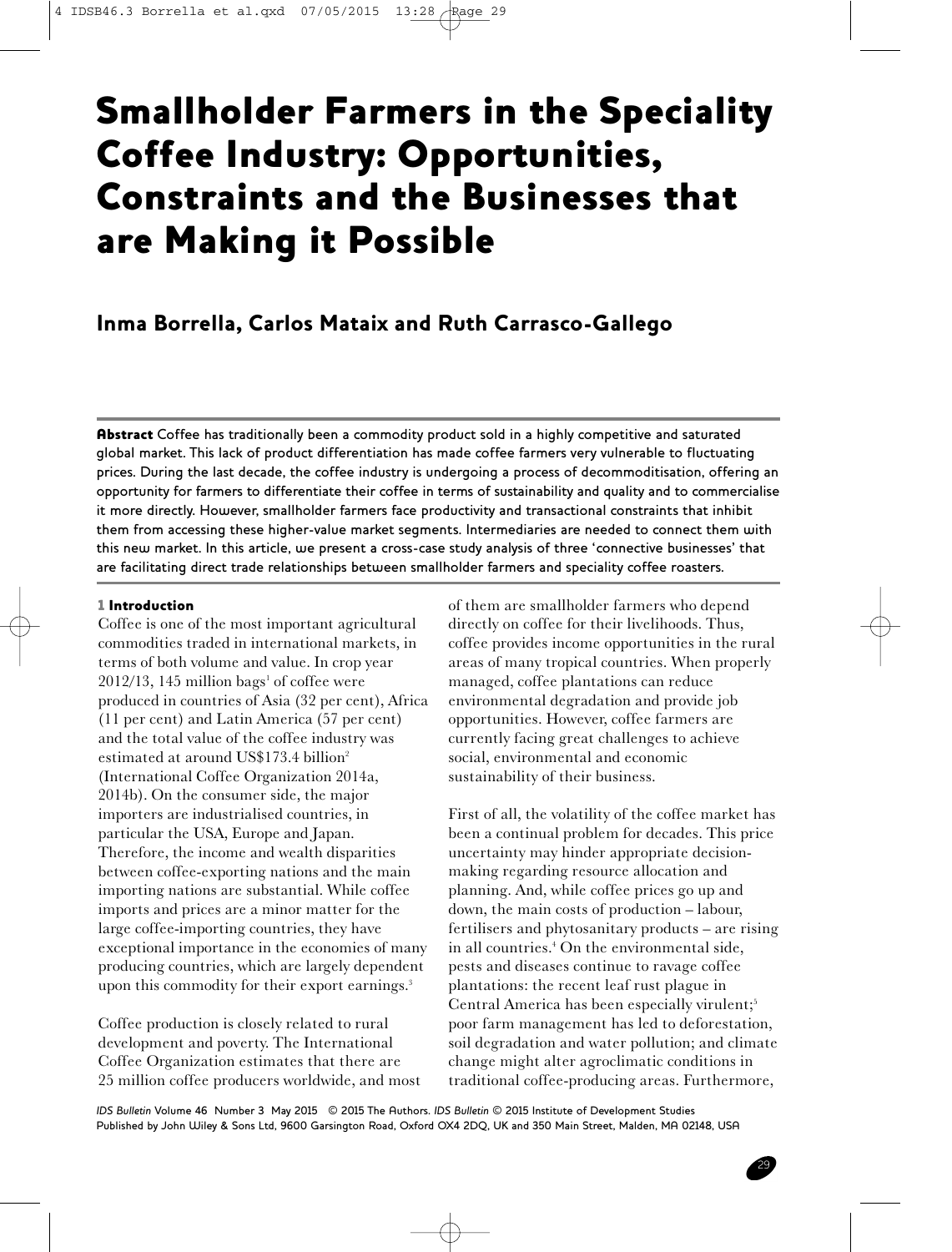# Smallholder Farmers in the Speciality Coffee Industry: Opportunities, Constraints and the Businesses that are Making it Possible

**Inma Borrella, Carlos Mataix and Ruth Carrasco-Gallego**

**Abstract** Coffee has traditionally been a commodity product sold in a highly competitive and saturated global market. This lack of product differentiation has made coffee farmers very vulnerable to fluctuating prices. During the last decade, the coffee industry is undergoing a process of decommoditisation, offering an opportunity for farmers to differentiate their coffee in terms of sustainability and quality and to commercialise it more directly. However, smallholder farmers face productivity and transactional constraints that inhibit them from accessing these higher-value market segments. Intermediaries are needed to connect them with this new market. In this article, we present a cross-case study analysis of three 'connective businesses' that are facilitating direct trade relationships between smallholder farmers and speciality coffee roasters.

## 1 Introduction

Coffee is one of the most important agricultural commodities traded in international markets, in terms of both volume and value. In crop year 2012/13, 145 million bags[1] of coffee were produced in countries of Asia (32 per cent), Africa (11 per cent) and Latin America (57 per cent) and the total value of the coffee industry was estimated at around US$173.4 billion[2] (International Coffee Organization 2014a, 2014b). On the consumer side, the major importers are industrialised countries, in particular the USA, Europe and Japan. Therefore, the income and wealth disparities between coffee-exporting nations and the main importing nations are substantial. While coffee imports and prices are a minor matter for the large coffee-importing countries, they have exceptional importance in the economies of many producing countries, which are largely dependent upon this commodity for their export earnings.[3]

Coffee production is closely related to rural development and poverty. The International Coffee Organization estimates that there are 25 million coffee producers worldwide, and most of them are smallholder farmers who depend directly on coffee for their livelihoods. Thus, coffee provides income opportunities in the rural areas of many tropical countries. When properly managed, coffee plantations can reduce environmental degradation and provide job opportunities. However, coffee farmers are currently facing great challenges to achieve social, environmental and economic sustainability of their business.

First of all, the volatility of the coffee market has been a continual problem for decades. This price uncertainty may hinder appropriate decision-making regarding resource allocation and planning. And, while coffee prices go up and down, the main costs of production – labour, fertilisers and phytosanitary products – are rising in all countries.[4] On the environmental side, pests and diseases continue to ravage coffee plantations: the recent leaf rust plague in Central America has been especially virulent;[5] poor farm management has led to deforestation, soil degradation and water pollution; and climate change might alter agroclimatic conditions in traditional coffee-producing areas. Furthermore,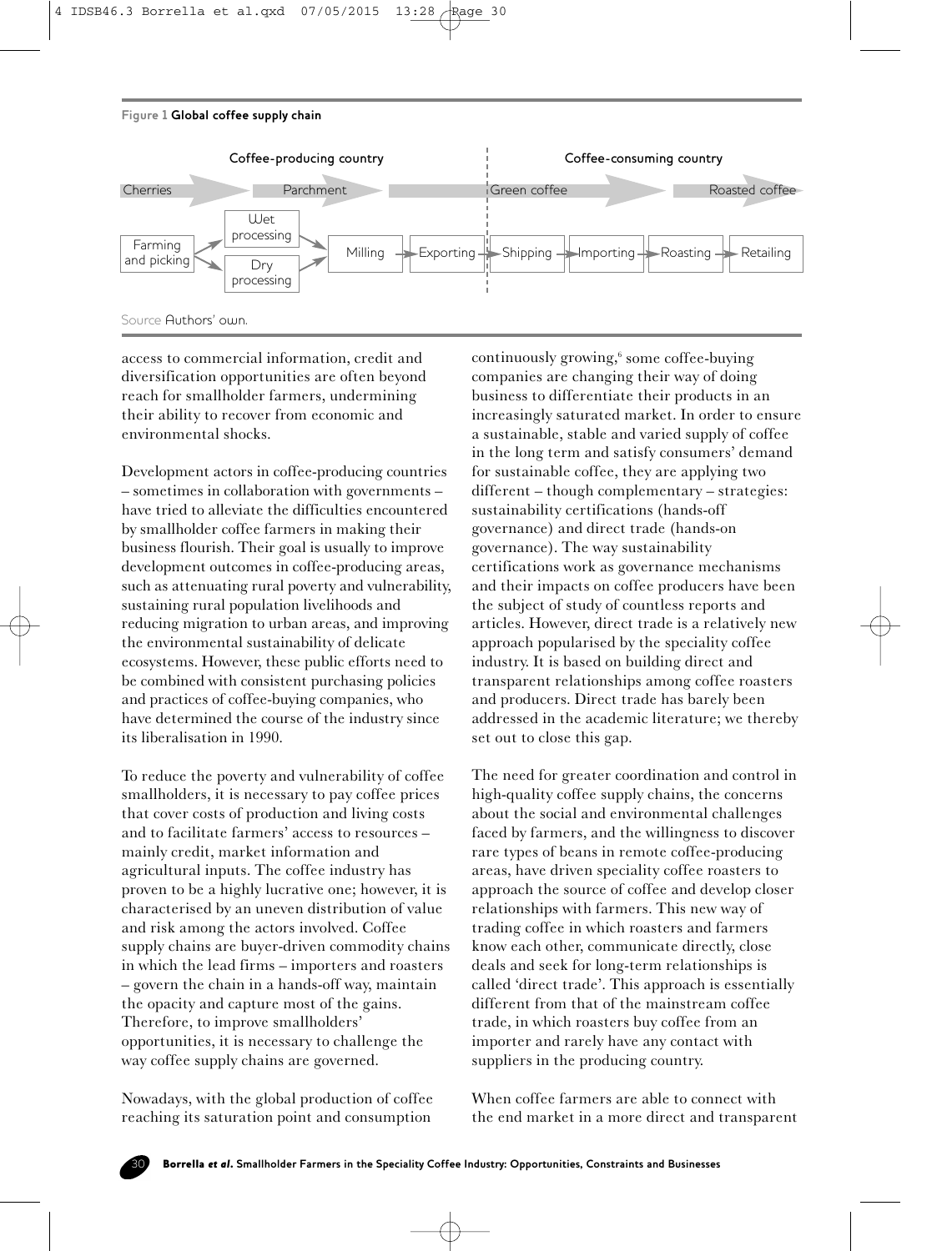**Figure 1 Global coffee supply chain**

Coffee-producing country | Coffee-consuming country

Cherries → Parchment → Green coffee → Roasted coffee

Farming and picking → Wet processing / Dry processing → Milling → Exporting → Shipping → Importing → Roasting → Retailing

Source Authors' own.

access to commercial information, credit and diversification opportunities are often beyond reach for smallholder farmers, undermining their ability to recover from economic and environmental shocks.

Development actors in coffee-producing countries – sometimes in collaboration with governments – have tried to alleviate the difficulties encountered by smallholder coffee farmers in making their business flourish. Their goal is usually to improve development outcomes in coffee-producing areas, such as attenuating rural poverty and vulnerability, sustaining rural population livelihoods and reducing migration to urban areas, and improving the environmental sustainability of delicate ecosystems. However, these public efforts need to be combined with consistent purchasing policies and practices of coffee-buying companies, who have determined the course of the industry since its liberalisation in 1990.

To reduce the poverty and vulnerability of coffee smallholders, it is necessary to pay coffee prices that cover costs of production and living costs and to facilitate farmers' access to resources – mainly credit, market information and agricultural inputs. The coffee industry has proven to be a highly lucrative one; however, it is characterised by an uneven distribution of value and risk among the actors involved. Coffee supply chains are buyer-driven commodity chains in which the lead firms – importers and roasters – govern the chain in a hands-off way, maintain the opacity and capture most of the gains. Therefore, to improve smallholders' opportunities, it is necessary to challenge the way coffee supply chains are governed.

Nowadays, with the global production of coffee reaching its saturation point and consumption continuously growing,[6] some coffee-buying companies are changing their way of doing business to differentiate their products in an increasingly saturated market. In order to ensure a sustainable, stable and varied supply of coffee in the long term and satisfy consumers' demand for sustainable coffee, they are applying two different – though complementary – strategies: sustainability certifications (hands-off governance) and direct trade (hands-on governance). The way sustainability certifications work as governance mechanisms and their impacts on coffee producers have been the subject of study of countless reports and articles. However, direct trade is a relatively new approach popularised by the speciality coffee industry. It is based on building direct and transparent relationships among coffee roasters and producers. Direct trade has barely been addressed in the academic literature; we thereby set out to close this gap.

The need for greater coordination and control in high-quality coffee supply chains, the concerns about the social and environmental challenges faced by farmers, and the willingness to discover rare types of beans in remote coffee-producing areas, have driven speciality coffee roasters to approach the source of coffee and develop closer relationships with farmers. This new way of trading coffee in which roasters and farmers know each other, communicate directly, close deals and seek for long-term relationships is called 'direct trade'. This approach is essentially different from that of the mainstream coffee trade, in which roasters buy coffee from an importer and rarely have any contact with suppliers in the producing country.

When coffee farmers are able to connect with the end market in a more direct and transparent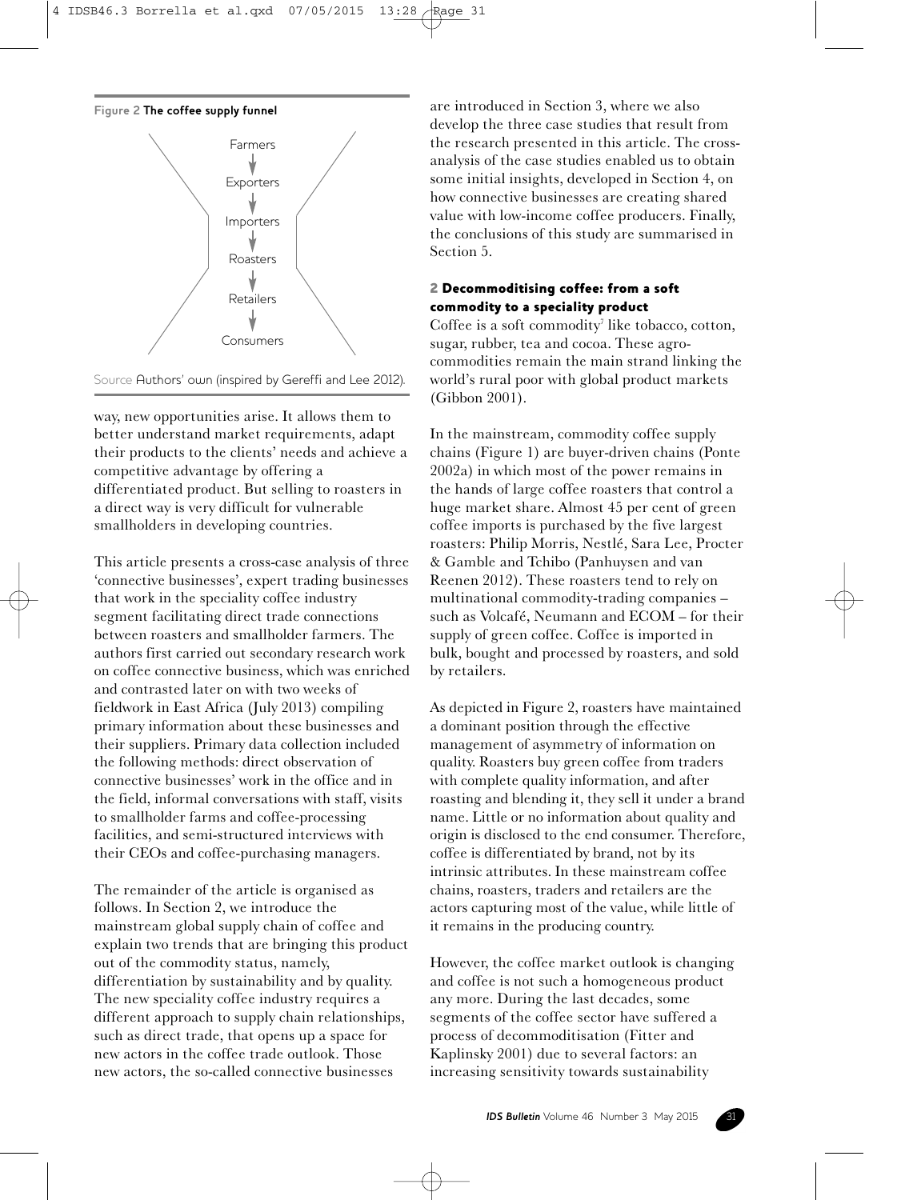**Figure 2 The coffee supply funnel**

Farmers
↓
Exporters
↓
Importers
↓
Roasters
↓
Retailers
↓
Consumers

Source Authors' own (inspired by Gereffi and Lee 2012).

way, new opportunities arise. It allows them to better understand market requirements, adapt their products to the clients' needs and achieve a competitive advantage by offering a differentiated product. But selling to roasters in a direct way is very difficult for vulnerable smallholders in developing countries.

This article presents a cross-case analysis of three 'connective businesses', expert trading businesses that work in the speciality coffee industry segment facilitating direct trade connections between roasters and smallholder farmers. The authors first carried out secondary research work on coffee connective business, which was enriched and contrasted later on with two weeks of fieldwork in East Africa (July 2013) compiling primary information about these businesses and their suppliers. Primary data collection included the following methods: direct observation of connective businesses' work in the office and in the field, informal conversations with staff, visits to smallholder farms and coffee-processing facilities, and semi-structured interviews with their CEOs and coffee-purchasing managers.

The remainder of the article is organised as follows. In Section 2, we introduce the mainstream global supply chain of coffee and explain two trends that are bringing this product out of the commodity status, namely, differentiation by sustainability and by quality. The new speciality coffee industry requires a different approach to supply chain relationships, such as direct trade, that opens up a space for new actors in the coffee trade outlook. Those new actors, the so-called connective businesses are introduced in Section 3, where we also develop the three case studies that result from the research presented in this article. The cross-analysis of the case studies enabled us to obtain some initial insights, developed in Section 4, on how connective businesses are creating shared value with low-income coffee producers. Finally, the conclusions of this study are summarised in Section 5.

## 2 Decommoditising coffee: from a soft commodity to a speciality product

Coffee is a soft commodity[7] like tobacco, cotton, sugar, rubber, tea and cocoa. These agro-commodities remain the main strand linking the world's rural poor with global product markets (Gibbon 2001).

In the mainstream, commodity coffee supply chains (Figure 1) are buyer-driven chains (Ponte 2002a) in which most of the power remains in the hands of large coffee roasters that control a huge market share. Almost 45 per cent of green coffee imports is purchased by the five largest roasters: Philip Morris, Nestlé, Sara Lee, Procter & Gamble and Tchibo (Panhuysen and van Reenen 2012). These roasters tend to rely on multinational commodity-trading companies – such as Volcafé, Neumann and ECOM – for their supply of green coffee. Coffee is imported in bulk, bought and processed by roasters, and sold by retailers.

As depicted in Figure 2, roasters have maintained a dominant position through the effective management of asymmetry of information on quality. Roasters buy green coffee from traders with complete quality information, and after roasting and blending it, they sell it under a brand name. Little or no information about quality and origin is disclosed to the end consumer. Therefore, coffee is differentiated by brand, not by its intrinsic attributes. In these mainstream coffee chains, roasters, traders and retailers are the actors capturing most of the value, while little of it remains in the producing country.

However, the coffee market outlook is changing and coffee is not such a homogeneous product any more. During the last decades, some segments of the coffee sector have suffered a process of decommoditisation (Fitter and Kaplinsky 2001) due to several factors: an increasing sensitivity towards sustainability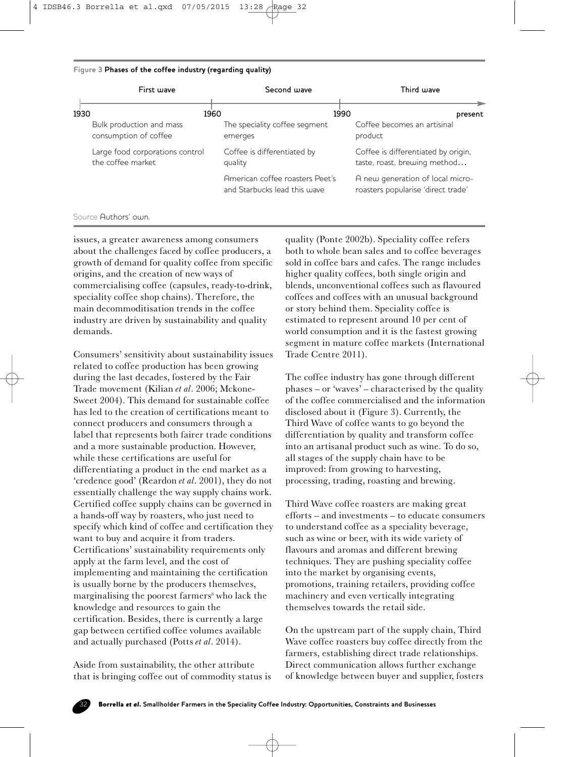**Figure 3 Phases of the coffee industry (regarding quality)**

| First wave | Second wave | Third wave |
|---|---|---|
| 1930–1960 | 1960–1990 | 1990–present |
| Bulk production and mass consumption of coffee | The speciality coffee segment emerges | Coffee becomes an artisinal product |
| Large food corporations control the coffee market | Coffee is differentiated by quality | Coffee is differentiated by origin, taste, roast, brewing method… |
| | American coffee roasters Peet's and Starbucks lead this wave | A new generation of local micro-roasters popularise 'direct trade' |

Source Authors' own.

issues, a greater awareness among consumers about the challenges faced by coffee producers, a growth of demand for quality coffee from specific origins, and the creation of new ways of commercialising coffee (capsules, ready-to-drink, speciality coffee shop chains). Therefore, the main decommoditisation trends in the coffee industry are driven by sustainability and quality demands.

Consumers' sensitivity about sustainability issues related to coffee production has been growing during the last decades, fostered by the Fair Trade movement (Kilian *et al*. 2006; Mckone-Sweet 2004). This demand for sustainable coffee has led to the creation of certifications meant to connect producers and consumers through a label that represents both fairer trade conditions and a more sustainable production. However, while these certifications are useful for differentiating a product in the end market as a 'credence good' (Reardon *et al*. 2001), they do not essentially challenge the way supply chains work. Certified coffee supply chains can be governed in a hands-off way by roasters, who just need to specify which kind of coffee and certification they want to buy and acquire it from traders. Certifications' sustainability requirements only apply at the farm level, and the cost of implementing and maintaining the certification is usually borne by the producers themselves, marginalising the poorest farmers[8] who lack the knowledge and resources to gain the certification. Besides, there is currently a large gap between certified coffee volumes available and actually purchased (Potts *et al*. 2014).

Aside from sustainability, the other attribute that is bringing coffee out of commodity status is quality (Ponte 2002b). Speciality coffee refers both to whole bean sales and to coffee beverages sold in coffee bars and cafes. The range includes higher quality coffees, both single origin and blends, unconventional coffees such as flavoured coffees and coffees with an unusual background or story behind them. Speciality coffee is estimated to represent around 10 per cent of world consumption and it is the fastest growing segment in mature coffee markets (International Trade Centre 2011).

The coffee industry has gone through different phases – or 'waves' – characterised by the quality of the coffee commercialised and the information disclosed about it (Figure 3). Currently, the Third Wave of coffee wants to go beyond the differentiation by quality and transform coffee into an artisanal product such as wine. To do so, all stages of the supply chain have to be improved: from growing to harvesting, processing, trading, roasting and brewing.

Third Wave coffee roasters are making great efforts – and investments – to educate consumers to understand coffee as a speciality beverage, such as wine or beer, with its wide variety of flavours and aromas and different brewing techniques. They are pushing speciality coffee into the market by organising events, promotions, training retailers, providing coffee machinery and even vertically integrating themselves towards the retail side.

On the upstream part of the supply chain, Third Wave coffee roasters buy coffee directly from the farmers, establishing direct trade relationships. Direct communication allows further exchange of knowledge between buyer and supplier, fosters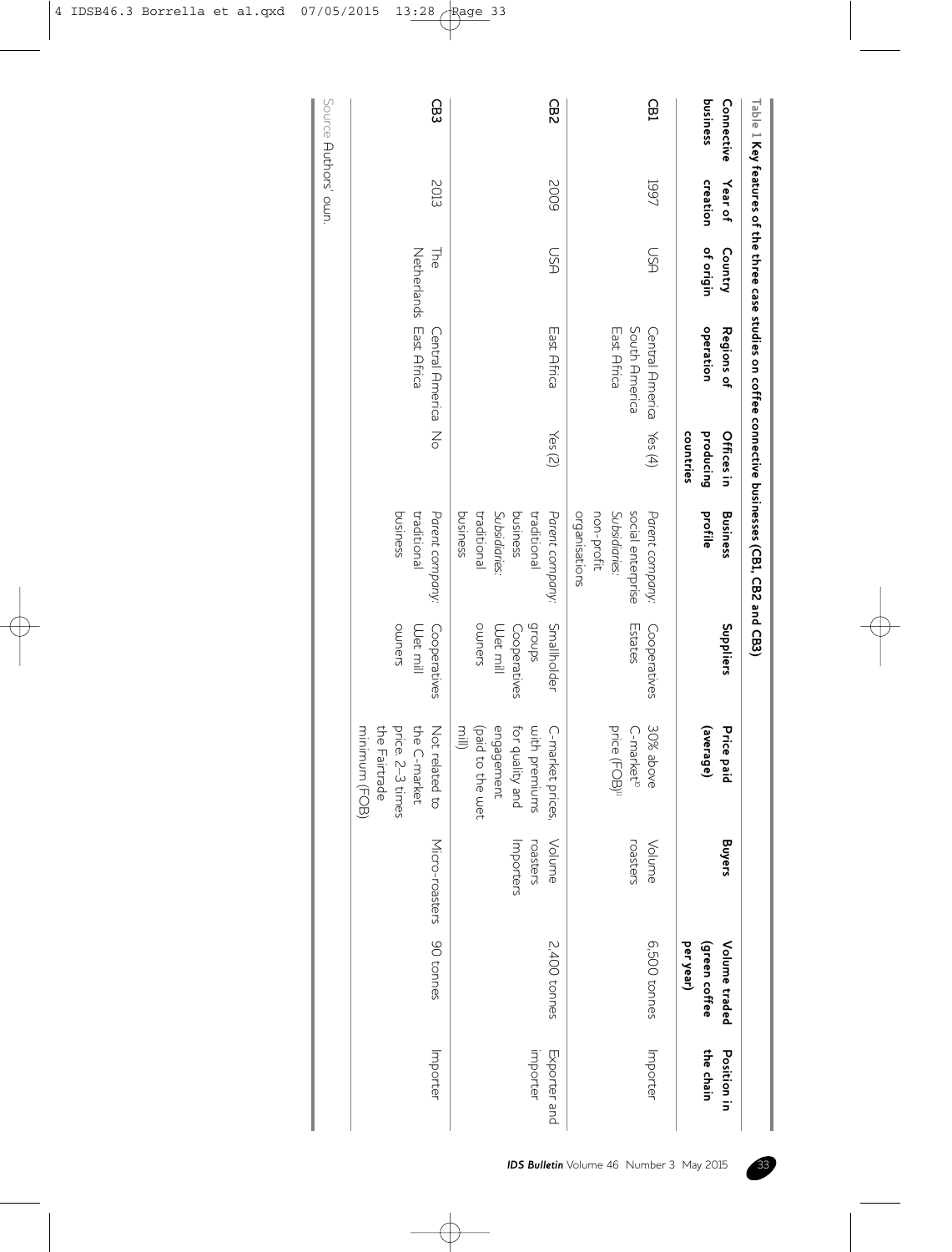Table 1 **Key features of the three case studies on coffee connective businesses (CB1, CB2 and CB3)**

| Connective business | Year of creation | Country of origin | Regions of operation | Offices in producing countries | Business profile | Suppliers | Price paid (average) | Buyers | Volume traded (green coffee per year) | Position in the chain |
|---|---|---|---|---|---|---|---|---|---|---|
| **CB1** | 1997 | USA | Central America South America East Africa | Yes (4) | *Parent company:* social enterprise *Subsidiaries:* non-profit organisations | Cooperatives Estates | 30% above C-market[10] price (FOB)[11] | Volume roasters | 6,500 tonnes | Importer |
| **CB2** | 2009 | USA | East Africa | Yes (2) | *Parent company:* traditional business *Subsidiaries:* traditional business | Smallholder groups Cooperatives Wet mill owners | C-market prices, with premiums for quality and engagement (paid to the wet mill) | Volume roasters Importers | 2,400 tonnes | Exporter and importer |
| **CB3** | 2013 | The Netherlands | Central America East Africa | No | *Parent company:* traditional business | Cooperatives Wet mill owners | Not related to the C-market price. 2–3 times the Fairtrade minimum (FOB) | Micro-roasters | 90 tonnes | Importer |

Source Authors' own.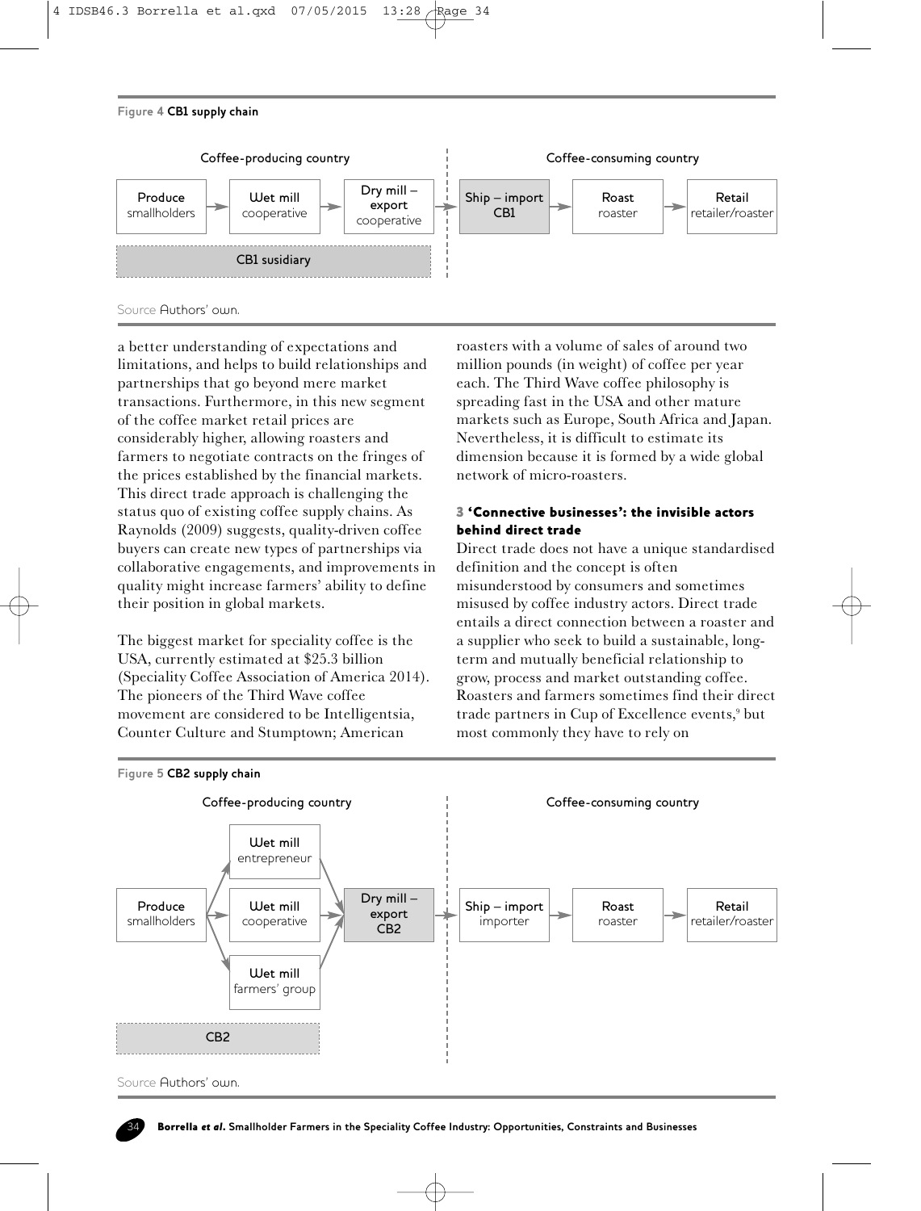**Figure 4** **CB1 supply chain**

| Coffee-producing country | | | Coffee-consuming country | | |
|---|---|---|---|---|---|
| Produce smallholders | Wet mill cooperative | Dry mill – export cooperative | Ship – import CB1 | Roast roaster | Retail retailer/roaster |
| CB1 susidiary | | | | | |

Source Authors' own.

a better understanding of expectations and limitations, and helps to build relationships and partnerships that go beyond mere market transactions. Furthermore, in this new segment of the coffee market retail prices are considerably higher, allowing roasters and farmers to negotiate contracts on the fringes of the prices established by the financial markets. This direct trade approach is challenging the status quo of existing coffee supply chains. As Raynolds (2009) suggests, quality-driven coffee buyers can create new types of partnerships via collaborative engagements, and improvements in quality might increase farmers' ability to define their position in global markets.

The biggest market for speciality coffee is the USA, currently estimated at $25.3 billion (Speciality Coffee Association of America 2014). The pioneers of the Third Wave coffee movement are considered to be Intelligentsia, Counter Culture and Stumptown; American roasters with a volume of sales of around two million pounds (in weight) of coffee per year each. The Third Wave coffee philosophy is spreading fast in the USA and other mature markets such as Europe, South Africa and Japan. Nevertheless, it is difficult to estimate its dimension because it is formed by a wide global network of micro-roasters.

## 3 'Connective businesses': the invisible actors behind direct trade

Direct trade does not have a unique standardised definition and the concept is often misunderstood by consumers and sometimes misused by coffee industry actors. Direct trade entails a direct connection between a roaster and a supplier who seek to build a sustainable, long-term and mutually beneficial relationship to grow, process and market outstanding coffee. Roasters and farmers sometimes find their direct trade partners in Cup of Excellence events,[9] but most commonly they have to rely on

**Figure 5** **CB2 supply chain**

| Coffee-producing country | | | Coffee-consuming country | | |
|---|---|---|---|---|---|
| Produce smallholders | Wet mill entrepreneur / Wet mill cooperative / Wet mill farmers' group | Dry mill – export CB2 | Ship – import importer | Roast roaster | Retail retailer/roaster |
| CB2 | | | | | |

Source Authors' own.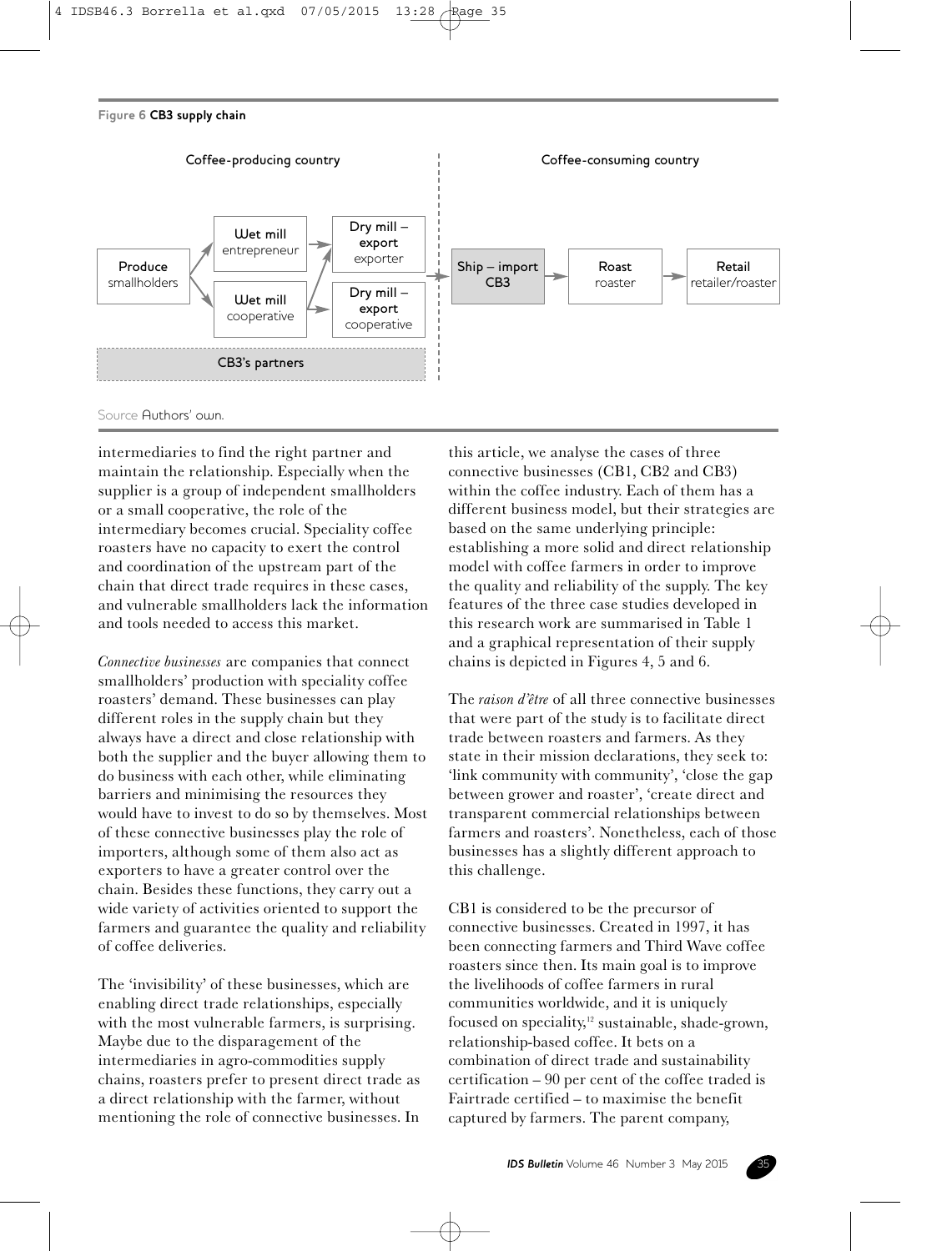**Figure 6** **CB3 supply chain**

Coffee-producing country

Coffee-consuming country

Produce
smallholders

Wet mill
entrepreneur

Wet mill
cooperative

Dry mill – export
exporter

Dry mill – export
cooperative

Ship – import
CB3

Roast
roaster

Retail
retailer/roaster

CB3's partners

Source Authors' own.

intermediaries to find the right partner and maintain the relationship. Especially when the supplier is a group of independent smallholders or a small cooperative, the role of the intermediary becomes crucial. Speciality coffee roasters have no capacity to exert the control and coordination of the upstream part of the chain that direct trade requires in these cases, and vulnerable smallholders lack the information and tools needed to access this market.

*Connective businesses* are companies that connect smallholders' production with speciality coffee roasters' demand. These businesses can play different roles in the supply chain but they always have a direct and close relationship with both the supplier and the buyer allowing them to do business with each other, while eliminating barriers and minimising the resources they would have to invest to do so by themselves. Most of these connective businesses play the role of importers, although some of them also act as exporters to have a greater control over the chain. Besides these functions, they carry out a wide variety of activities oriented to support the farmers and guarantee the quality and reliability of coffee deliveries.

The 'invisibility' of these businesses, which are enabling direct trade relationships, especially with the most vulnerable farmers, is surprising. Maybe due to the disparagement of the intermediaries in agro-commodities supply chains, roasters prefer to present direct trade as a direct relationship with the farmer, without mentioning the role of connective businesses. In this article, we analyse the cases of three connective businesses (CB1, CB2 and CB3) within the coffee industry. Each of them has a different business model, but their strategies are based on the same underlying principle: establishing a more solid and direct relationship model with coffee farmers in order to improve the quality and reliability of the supply. The key features of the three case studies developed in this research work are summarised in Table 1 and a graphical representation of their supply chains is depicted in Figures 4, 5 and 6.

The *raison d'être* of all three connective businesses that were part of the study is to facilitate direct trade between roasters and farmers. As they state in their mission declarations, they seek to: 'link community with community', 'close the gap between grower and roaster', 'create direct and transparent commercial relationships between farmers and roasters'. Nonetheless, each of those businesses has a slightly different approach to this challenge.

CB1 is considered to be the precursor of connective businesses. Created in 1997, it has been connecting farmers and Third Wave coffee roasters since then. Its main goal is to improve the livelihoods of coffee farmers in rural communities worldwide, and it is uniquely focused on speciality,[12] sustainable, shade-grown, relationship-based coffee. It bets on a combination of direct trade and sustainability certification – 90 per cent of the coffee traded is Fairtrade certified – to maximise the benefit captured by farmers. The parent company,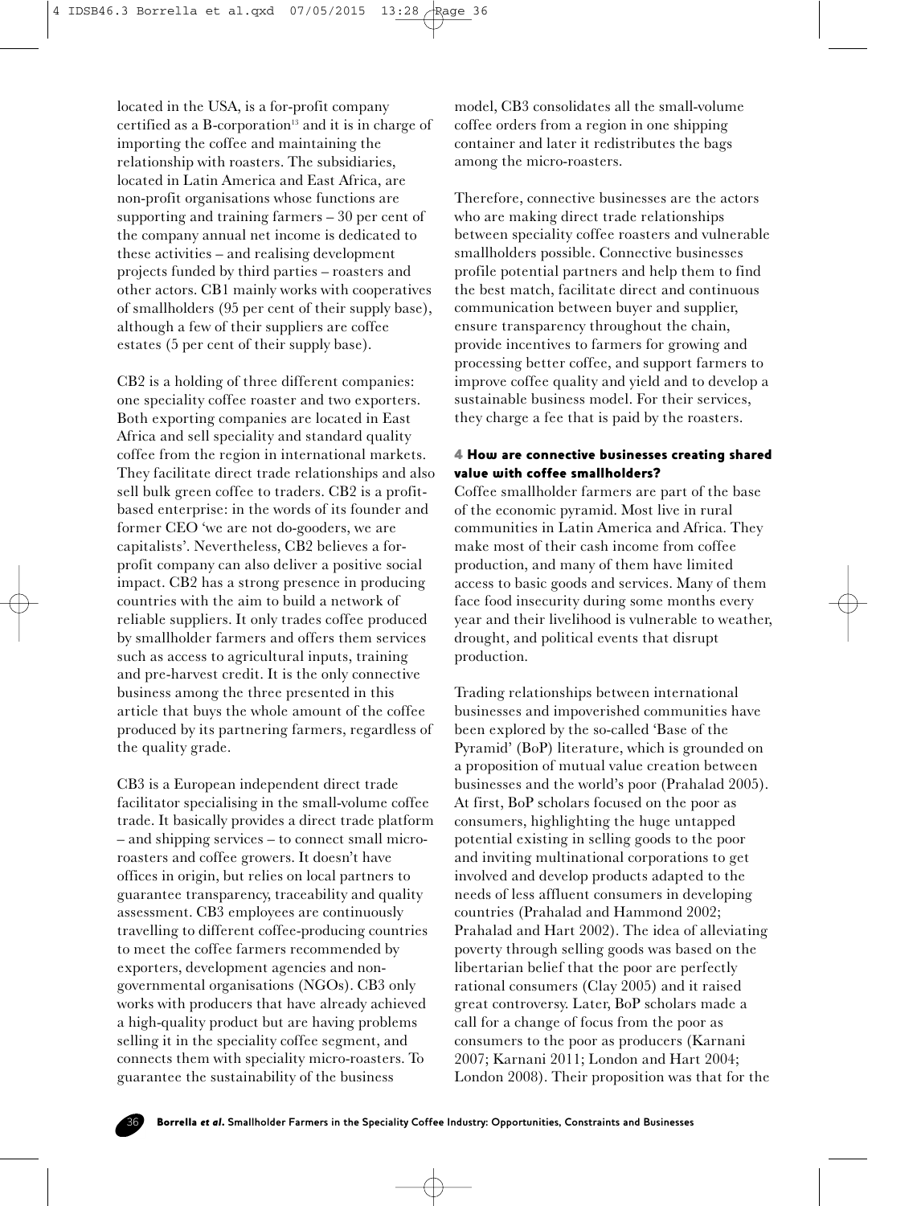located in the USA, is a for-profit company certified as a B-corporation[13] and it is in charge of importing the coffee and maintaining the relationship with roasters. The subsidiaries, located in Latin America and East Africa, are non-profit organisations whose functions are supporting and training farmers – 30 per cent of the company annual net income is dedicated to these activities – and realising development projects funded by third parties – roasters and other actors. CB1 mainly works with cooperatives of smallholders (95 per cent of their supply base), although a few of their suppliers are coffee estates (5 per cent of their supply base).

CB2 is a holding of three different companies: one speciality coffee roaster and two exporters. Both exporting companies are located in East Africa and sell speciality and standard quality coffee from the region in international markets. They facilitate direct trade relationships and also sell bulk green coffee to traders. CB2 is a profit-based enterprise: in the words of its founder and former CEO 'we are not do-gooders, we are capitalists'. Nevertheless, CB2 believes a for-profit company can also deliver a positive social impact. CB2 has a strong presence in producing countries with the aim to build a network of reliable suppliers. It only trades coffee produced by smallholder farmers and offers them services such as access to agricultural inputs, training and pre-harvest credit. It is the only connective business among the three presented in this article that buys the whole amount of the coffee produced by its partnering farmers, regardless of the quality grade.

CB3 is a European independent direct trade facilitator specialising in the small-volume coffee trade. It basically provides a direct trade platform – and shipping services – to connect small micro-roasters and coffee growers. It doesn't have offices in origin, but relies on local partners to guarantee transparency, traceability and quality assessment. CB3 employees are continuously travelling to different coffee-producing countries to meet the coffee farmers recommended by exporters, development agencies and non-governmental organisations (NGOs). CB3 only works with producers that have already achieved a high-quality product but are having problems selling it in the speciality coffee segment, and connects them with speciality micro-roasters. To guarantee the sustainability of the business model, CB3 consolidates all the small-volume coffee orders from a region in one shipping container and later it redistributes the bags among the micro-roasters.

Therefore, connective businesses are the actors who are making direct trade relationships between speciality coffee roasters and vulnerable smallholders possible. Connective businesses profile potential partners and help them to find the best match, facilitate direct and continuous communication between buyer and supplier, ensure transparency throughout the chain, provide incentives to farmers for growing and processing better coffee, and support farmers to improve coffee quality and yield and to develop a sustainable business model. For their services, they charge a fee that is paid by the roasters.

## 4 How are connective businesses creating shared value with coffee smallholders?

Coffee smallholder farmers are part of the base of the economic pyramid. Most live in rural communities in Latin America and Africa. They make most of their cash income from coffee production, and many of them have limited access to basic goods and services. Many of them face food insecurity during some months every year and their livelihood is vulnerable to weather, drought, and political events that disrupt production.

Trading relationships between international businesses and impoverished communities have been explored by the so-called 'Base of the Pyramid' (BoP) literature, which is grounded on a proposition of mutual value creation between businesses and the world's poor (Prahalad 2005). At first, BoP scholars focused on the poor as consumers, highlighting the huge untapped potential existing in selling goods to the poor and inviting multinational corporations to get involved and develop products adapted to the needs of less affluent consumers in developing countries (Prahalad and Hammond 2002; Prahalad and Hart 2002). The idea of alleviating poverty through selling goods was based on the libertarian belief that the poor are perfectly rational consumers (Clay 2005) and it raised great controversy. Later, BoP scholars made a call for a change of focus from the poor as consumers to the poor as producers (Karnani 2007; Karnani 2011; London and Hart 2004; London 2008). Their proposition was that for the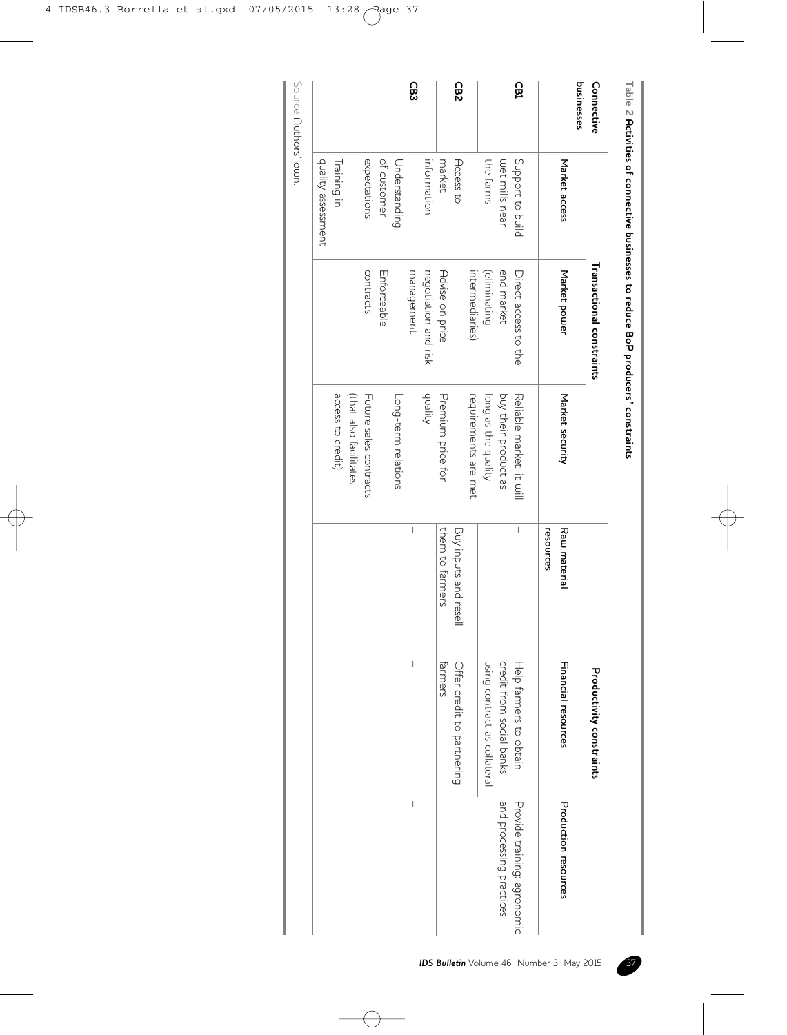Table 2 **Activities of connective businesses to reduce BoP producers' constraints**

| Connective businesses | Transactional constraints | | | Productivity constraints | | |
|---|---|---|---|---|---|---|
| | Market access | Market power | Market security | Raw material resources | Financial resources | Production resources |
| **CB1** | Support to build wet mills near the farms | Direct access to the end market (eliminating intermediaries) | Reliable market: it will buy their product as long as the quality requirements are met | – | Help farmers to obtain credit from social banks using contract as collateral | Provide training: agronomic and processing practices |
| **CB2** | Access to market information | Advise on price negotiation and risk management | Premium price for quality | Buy inputs and resell them to farmers | Offer credit to partnering farmers | |
| **CB3** | Understanding of customer expectations<br>Training in quality assessment | Enforceable contracts | Long-term relations<br>Future sales contracts (that also facilitates access to credit) | – | – | – |

Source Authors' own.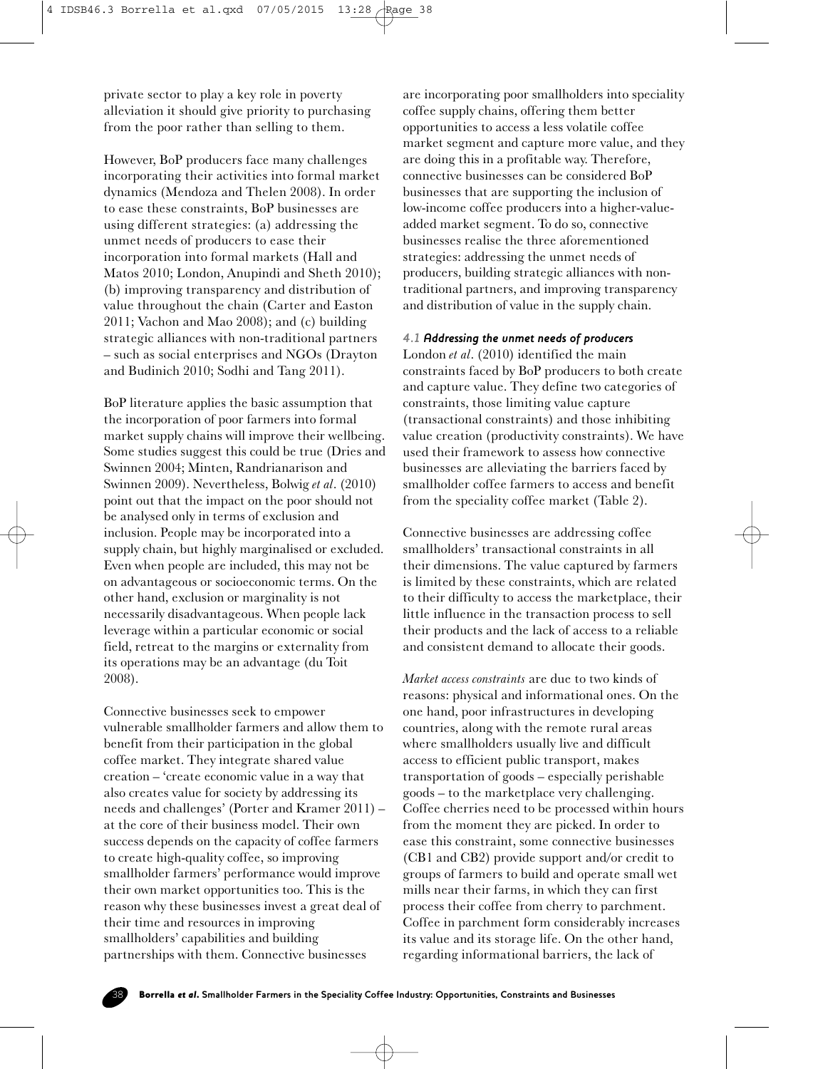private sector to play a key role in poverty alleviation it should give priority to purchasing from the poor rather than selling to them.

However, BoP producers face many challenges incorporating their activities into formal market dynamics (Mendoza and Thelen 2008). In order to ease these constraints, BoP businesses are using different strategies: (a) addressing the unmet needs of producers to ease their incorporation into formal markets (Hall and Matos 2010; London, Anupindi and Sheth 2010); (b) improving transparency and distribution of value throughout the chain (Carter and Easton 2011; Vachon and Mao 2008); and (c) building strategic alliances with non-traditional partners – such as social enterprises and NGOs (Drayton and Budinich 2010; Sodhi and Tang 2011).

BoP literature applies the basic assumption that the incorporation of poor farmers into formal market supply chains will improve their wellbeing. Some studies suggest this could be true (Dries and Swinnen 2004; Minten, Randrianarison and Swinnen 2009). Nevertheless, Bolwig *et al.* (2010) point out that the impact on the poor should not be analysed only in terms of exclusion and inclusion. People may be incorporated into a supply chain, but highly marginalised or excluded. Even when people are included, this may not be on advantageous or socioeconomic terms. On the other hand, exclusion or marginality is not necessarily disadvantageous. When people lack leverage within a particular economic or social field, retreat to the margins or externality from its operations may be an advantage (du Toit 2008).

Connective businesses seek to empower vulnerable smallholder farmers and allow them to benefit from their participation in the global coffee market. They integrate shared value creation – 'create economic value in a way that also creates value for society by addressing its needs and challenges' (Porter and Kramer 2011) – at the core of their business model. Their own success depends on the capacity of coffee farmers to create high-quality coffee, so improving smallholder farmers' performance would improve their own market opportunities too. This is the reason why these businesses invest a great deal of their time and resources in improving smallholders' capabilities and building partnerships with them. Connective businesses are incorporating poor smallholders into speciality coffee supply chains, offering them better opportunities to access a less volatile coffee market segment and capture more value, and they are doing this in a profitable way. Therefore, connective businesses can be considered BoP businesses that are supporting the inclusion of low-income coffee producers into a higher-value-added market segment. To do so, connective businesses realise the three aforementioned strategies: addressing the unmet needs of producers, building strategic alliances with non-traditional partners, and improving transparency and distribution of value in the supply chain.

### 4.1 Addressing the unmet needs of producers

London *et al.* (2010) identified the main constraints faced by BoP producers to both create and capture value. They define two categories of constraints, those limiting value capture (transactional constraints) and those inhibiting value creation (productivity constraints). We have used their framework to assess how connective businesses are alleviating the barriers faced by smallholder coffee farmers to access and benefit from the speciality coffee market (Table 2).

Connective businesses are addressing coffee smallholders' transactional constraints in all their dimensions. The value captured by farmers is limited by these constraints, which are related to their difficulty to access the marketplace, their little influence in the transaction process to sell their products and the lack of access to a reliable and consistent demand to allocate their goods.

*Market access constraints* are due to two kinds of reasons: physical and informational ones. On the one hand, poor infrastructures in developing countries, along with the remote rural areas where smallholders usually live and difficult access to efficient public transport, makes transportation of goods – especially perishable goods – to the marketplace very challenging. Coffee cherries need to be processed within hours from the moment they are picked. In order to ease this constraint, some connective businesses (CB1 and CB2) provide support and/or credit to groups of farmers to build and operate small wet mills near their farms, in which they can first process their coffee from cherry to parchment. Coffee in parchment form considerably increases its value and its storage life. On the other hand, regarding informational barriers, the lack of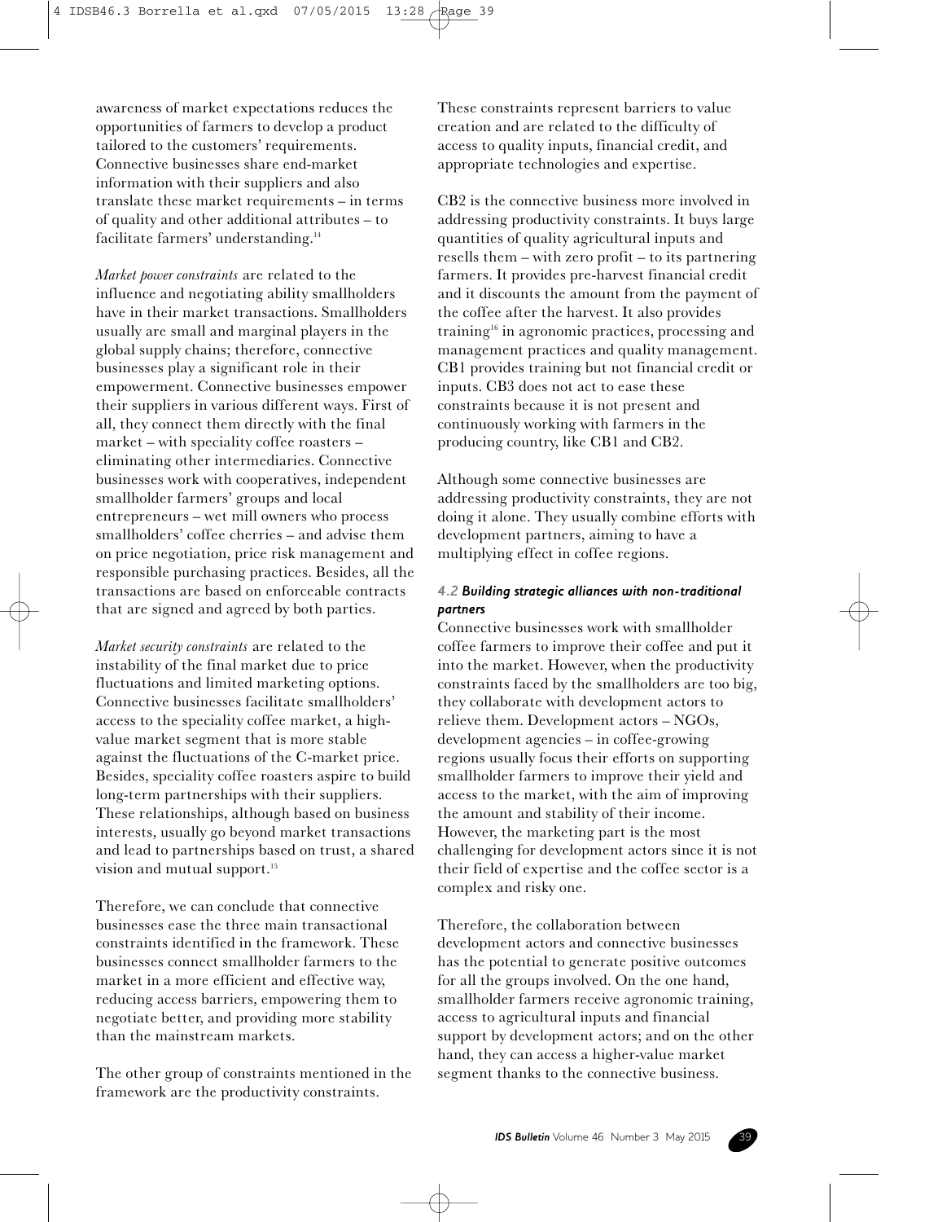awareness of market expectations reduces the opportunities of farmers to develop a product tailored to the customers' requirements. Connective businesses share end-market information with their suppliers and also translate these market requirements – in terms of quality and other additional attributes – to facilitate farmers' understanding.[14]

*Market power constraints* are related to the influence and negotiating ability smallholders have in their market transactions. Smallholders usually are small and marginal players in the global supply chains; therefore, connective businesses play a significant role in their empowerment. Connective businesses empower their suppliers in various different ways. First of all, they connect them directly with the final market – with speciality coffee roasters – eliminating other intermediaries. Connective businesses work with cooperatives, independent smallholder farmers' groups and local entrepreneurs – wet mill owners who process smallholders' coffee cherries – and advise them on price negotiation, price risk management and responsible purchasing practices. Besides, all the transactions are based on enforceable contracts that are signed and agreed by both parties.

*Market security constraints* are related to the instability of the final market due to price fluctuations and limited marketing options. Connective businesses facilitate smallholders' access to the speciality coffee market, a high-value market segment that is more stable against the fluctuations of the C-market price. Besides, speciality coffee roasters aspire to build long-term partnerships with their suppliers. These relationships, although based on business interests, usually go beyond market transactions and lead to partnerships based on trust, a shared vision and mutual support.[15]

Therefore, we can conclude that connective businesses ease the three main transactional constraints identified in the framework. These businesses connect smallholder farmers to the market in a more efficient and effective way, reducing access barriers, empowering them to negotiate better, and providing more stability than the mainstream markets.

The other group of constraints mentioned in the framework are the productivity constraints. These constraints represent barriers to value creation and are related to the difficulty of access to quality inputs, financial credit, and appropriate technologies and expertise.

CB2 is the connective business more involved in addressing productivity constraints. It buys large quantities of quality agricultural inputs and resells them – with zero profit – to its partnering farmers. It provides pre-harvest financial credit and it discounts the amount from the payment of the coffee after the harvest. It also provides training[16] in agronomic practices, processing and management practices and quality management. CB1 provides training but not financial credit or inputs. CB3 does not act to ease these constraints because it is not present and continuously working with farmers in the producing country, like CB1 and CB2.

Although some connective businesses are addressing productivity constraints, they are not doing it alone. They usually combine efforts with development partners, aiming to have a multiplying effect in coffee regions.

### 4.2 Building strategic alliances with non-traditional partners

Connective businesses work with smallholder coffee farmers to improve their coffee and put it into the market. However, when the productivity constraints faced by the smallholders are too big, they collaborate with development actors to relieve them. Development actors – NGOs, development agencies – in coffee-growing regions usually focus their efforts on supporting smallholder farmers to improve their yield and access to the market, with the aim of improving the amount and stability of their income. However, the marketing part is the most challenging for development actors since it is not their field of expertise and the coffee sector is a complex and risky one.

Therefore, the collaboration between development actors and connective businesses has the potential to generate positive outcomes for all the groups involved. On the one hand, smallholder farmers receive agronomic training, access to agricultural inputs and financial support by development actors; and on the other hand, they can access a higher-value market segment thanks to the connective business.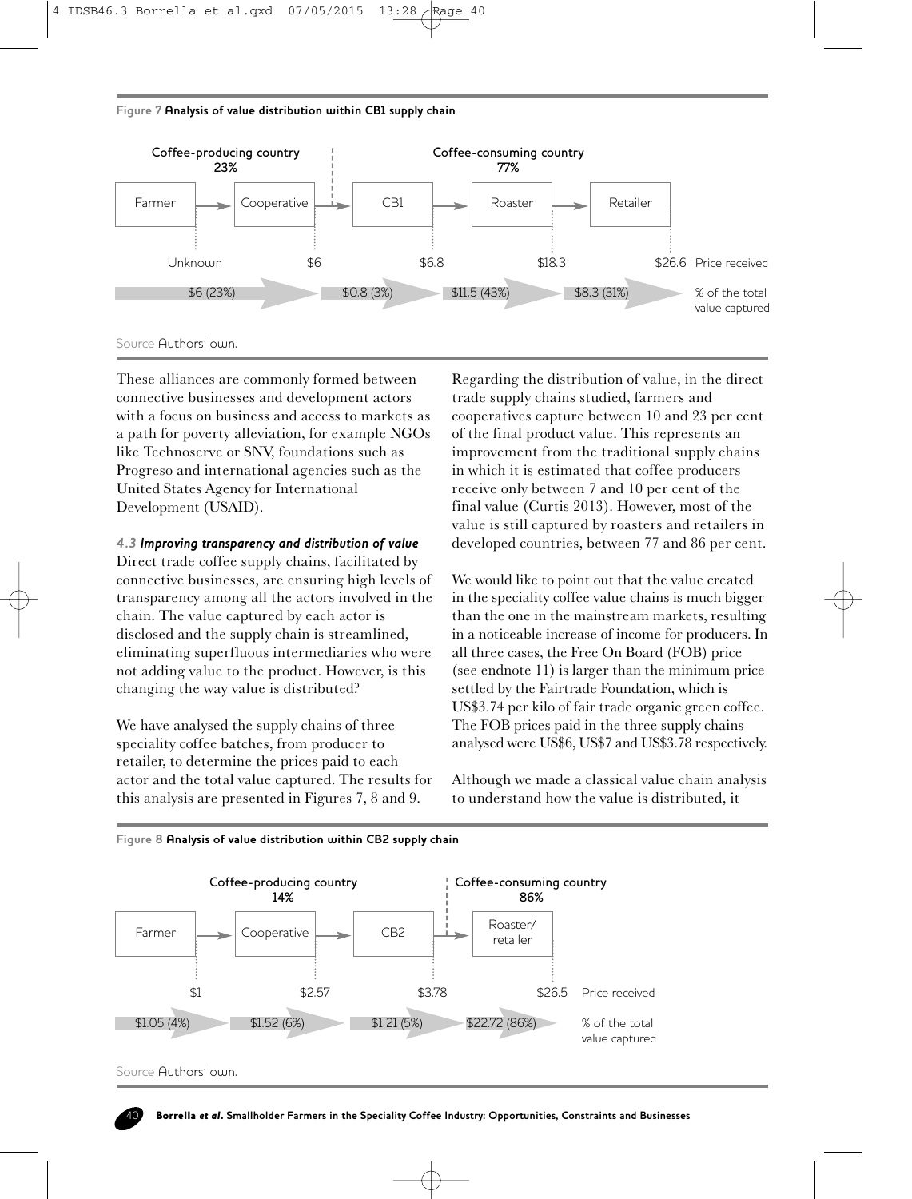**Figure 7 Analysis of value distribution within CB1 supply chain**

| | Coffee-producing country 23% | | Coffee-consuming country 77% | | |
|---|---|---|---|---|---|
| | Farmer | Cooperative | CB1 | Roaster | Retailer |
| Price received | Unknown | $6 | $6.8 | $18.3 | $26.6 |
| % of the total value captured | $6 (23%) | | $0.8 (3%) | $11.5 (43%) | $8.3 (31%) |

Source Authors' own.

These alliances are commonly formed between connective businesses and development actors with a focus on business and access to markets as a path for poverty alleviation, for example NGOs like Technoserve or SNV, foundations such as Progreso and international agencies such as the United States Agency for International Development (USAID).

#### *4.3 Improving transparency and distribution of value*

Direct trade coffee supply chains, facilitated by connective businesses, are ensuring high levels of transparency among all the actors involved in the chain. The value captured by each actor is disclosed and the supply chain is streamlined, eliminating superfluous intermediaries who were not adding value to the product. However, is this changing the way value is distributed?

We have analysed the supply chains of three speciality coffee batches, from producer to retailer, to determine the prices paid to each actor and the total value captured. The results for this analysis are presented in Figures 7, 8 and 9.

Regarding the distribution of value, in the direct trade supply chains studied, farmers and cooperatives capture between 10 and 23 per cent of the final product value. This represents an improvement from the traditional supply chains in which it is estimated that coffee producers receive only between 7 and 10 per cent of the final value (Curtis 2013). However, most of the value is still captured by roasters and retailers in developed countries, between 77 and 86 per cent.

We would like to point out that the value created in the speciality coffee value chains is much bigger than the one in the mainstream markets, resulting in a noticeable increase of income for producers. In all three cases, the Free On Board (FOB) price (see endnote 11) is larger than the minimum price settled by the Fairtrade Foundation, which is US$3.74 per kilo of fair trade organic green coffee. The FOB prices paid in the three supply chains analysed were US$6, US$7 and US$3.78 respectively.

Although we made a classical value chain analysis to understand how the value is distributed, it

**Figure 8 Analysis of value distribution within CB2 supply chain**

| | Coffee-producing country 14% | | | Coffee-consuming country 86% |
|---|---|---|---|---|
| | Farmer | Cooperative | CB2 | Roaster/ retailer |
| Price received | $1 | $2.57 | $3.78 | $26.5 |
| % of the total value captured | $1.05 (4%) | $1.52 (6%) | $1.21 (5%) | $22.72 (86%) |

Source Authors' own.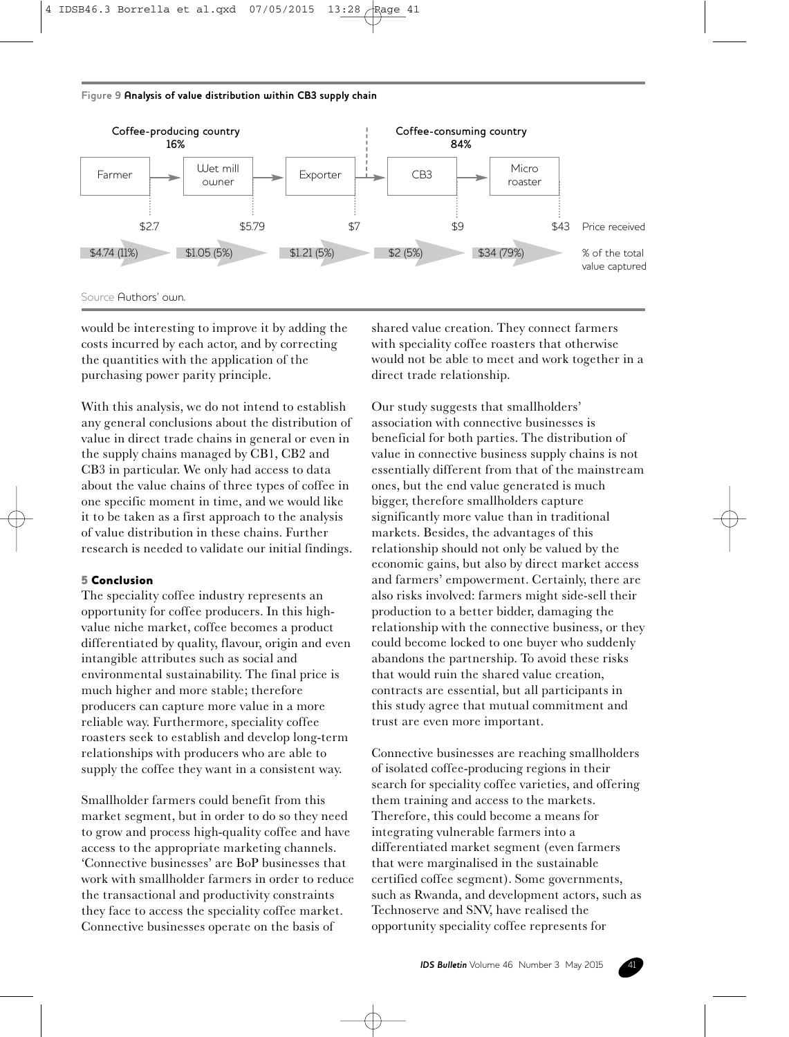**Figure 9 Analysis of value distribution within CB3 supply chain**

| | Coffee-producing country 16% | | | Coffee-consuming country 84% | | |
|---|---|---|---|---|---|---|
| | Farmer | Wet mill owner | Exporter | CB3 | Micro roaster | |
| Price received | $2.7 | $5.79 | $7 | $9 | $43 | Price received |
| % of the total value captured | $4.74 (11%) | $1.05 (5%) | $1.21 (5%) | $2 (5%) | $34 (79%) | % of the total value captured |

Source Authors' own.

would be interesting to improve it by adding the costs incurred by each actor, and by correcting the quantities with the application of the purchasing power parity principle.

With this analysis, we do not intend to establish any general conclusions about the distribution of value in direct trade chains in general or even in the supply chains managed by CB1, CB2 and CB3 in particular. We only had access to data about the value chains of three types of coffee in one specific moment in time, and we would like it to be taken as a first approach to the analysis of value distribution in these chains. Further research is needed to validate our initial findings.

## 5 Conclusion

The speciality coffee industry represents an opportunity for coffee producers. In this high-value niche market, coffee becomes a product differentiated by quality, flavour, origin and even intangible attributes such as social and environmental sustainability. The final price is much higher and more stable; therefore producers can capture more value in a more reliable way. Furthermore, speciality coffee roasters seek to establish and develop long-term relationships with producers who are able to supply the coffee they want in a consistent way.

Smallholder farmers could benefit from this market segment, but in order to do so they need to grow and process high-quality coffee and have access to the appropriate marketing channels. 'Connective businesses' are BoP businesses that work with smallholder farmers in order to reduce the transactional and productivity constraints they face to access the speciality coffee market. Connective businesses operate on the basis of shared value creation. They connect farmers with speciality coffee roasters that otherwise would not be able to meet and work together in a direct trade relationship.

Our study suggests that smallholders' association with connective businesses is beneficial for both parties. The distribution of value in connective business supply chains is not essentially different from that of the mainstream ones, but the end value generated is much bigger, therefore smallholders capture significantly more value than in traditional markets. Besides, the advantages of this relationship should not only be valued by the economic gains, but also by direct market access and farmers' empowerment. Certainly, there are also risks involved: farmers might side-sell their production to a better bidder, damaging the relationship with the connective business, or they could become locked to one buyer who suddenly abandons the partnership. To avoid these risks that would ruin the shared value creation, contracts are essential, but all participants in this study agree that mutual commitment and trust are even more important.

Connective businesses are reaching smallholders of isolated coffee-producing regions in their search for speciality coffee varieties, and offering them training and access to the markets. Therefore, this could become a means for integrating vulnerable farmers into a differentiated market segment (even farmers that were marginalised in the sustainable certified coffee segment). Some governments, such as Rwanda, and development actors, such as Technoserve and SNV, have realised the opportunity speciality coffee represents for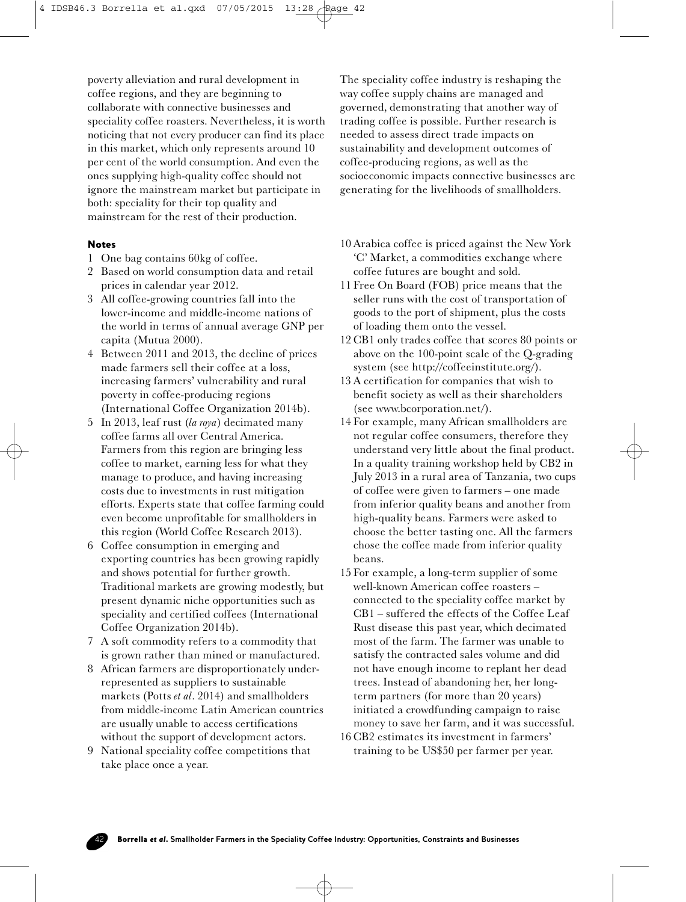poverty alleviation and rural development in coffee regions, and they are beginning to collaborate with connective businesses and speciality coffee roasters. Nevertheless, it is worth noticing that not every producer can find its place in this market, which only represents around 10 per cent of the world consumption. And even the ones supplying high-quality coffee should not ignore the mainstream market but participate in both: speciality for their top quality and mainstream for the rest of their production.

The speciality coffee industry is reshaping the way coffee supply chains are managed and governed, demonstrating that another way of trading coffee is possible. Further research is needed to assess direct trade impacts on sustainability and development outcomes of coffee-producing regions, as well as the socioeconomic impacts connective businesses are generating for the livelihoods of smallholders.

## Notes

1. One bag contains 60kg of coffee.
2. Based on world consumption data and retail prices in calendar year 2012.
3. All coffee-growing countries fall into the lower-income and middle-income nations of the world in terms of annual average GNP per capita (Mutua 2000).
4. Between 2011 and 2013, the decline of prices made farmers sell their coffee at a loss, increasing farmers' vulnerability and rural poverty in coffee-producing regions (International Coffee Organization 2014b).
5. In 2013, leaf rust (*la roya*) decimated many coffee farms all over Central America. Farmers from this region are bringing less coffee to market, earning less for what they manage to produce, and having increasing costs due to investments in rust mitigation efforts. Experts state that coffee farming could even become unprofitable for smallholders in this region (World Coffee Research 2013).
6. Coffee consumption in emerging and exporting countries has been growing rapidly and shows potential for further growth. Traditional markets are growing modestly, but present dynamic niche opportunities such as speciality and certified coffees (International Coffee Organization 2014b).
7. A soft commodity refers to a commodity that is grown rather than mined or manufactured.
8. African farmers are disproportionately under-represented as suppliers to sustainable markets (Potts *et al*. 2014) and smallholders from middle-income Latin American countries are usually unable to access certifications without the support of development actors.
9. National speciality coffee competitions that take place once a year.
10. Arabica coffee is priced against the New York 'C' Market, a commodities exchange where coffee futures are bought and sold.
11. Free On Board (FOB) price means that the seller runs with the cost of transportation of goods to the port of shipment, plus the costs of loading them onto the vessel.
12. CB1 only trades coffee that scores 80 points or above on the 100-point scale of the Q-grading system (see http://coffeeinstitute.org/).
13. A certification for companies that wish to benefit society as well as their shareholders (see www.bcorporation.net/).
14. For example, many African smallholders are not regular coffee consumers, therefore they understand very little about the final product. In a quality training workshop held by CB2 in July 2013 in a rural area of Tanzania, two cups of coffee were given to farmers – one made from inferior quality beans and another from high-quality beans. Farmers were asked to choose the better tasting one. All the farmers chose the coffee made from inferior quality beans.
15. For example, a long-term supplier of some well-known American coffee roasters – connected to the speciality coffee market by CB1 – suffered the effects of the Coffee Leaf Rust disease this past year, which decimated most of the farm. The farmer was unable to satisfy the contracted sales volume and did not have enough income to replant her dead trees. Instead of abandoning her, her long-term partners (for more than 20 years) initiated a crowdfunding campaign to raise money to save her farm, and it was successful.
16. CB2 estimates its investment in farmers' training to be US$50 per farmer per year.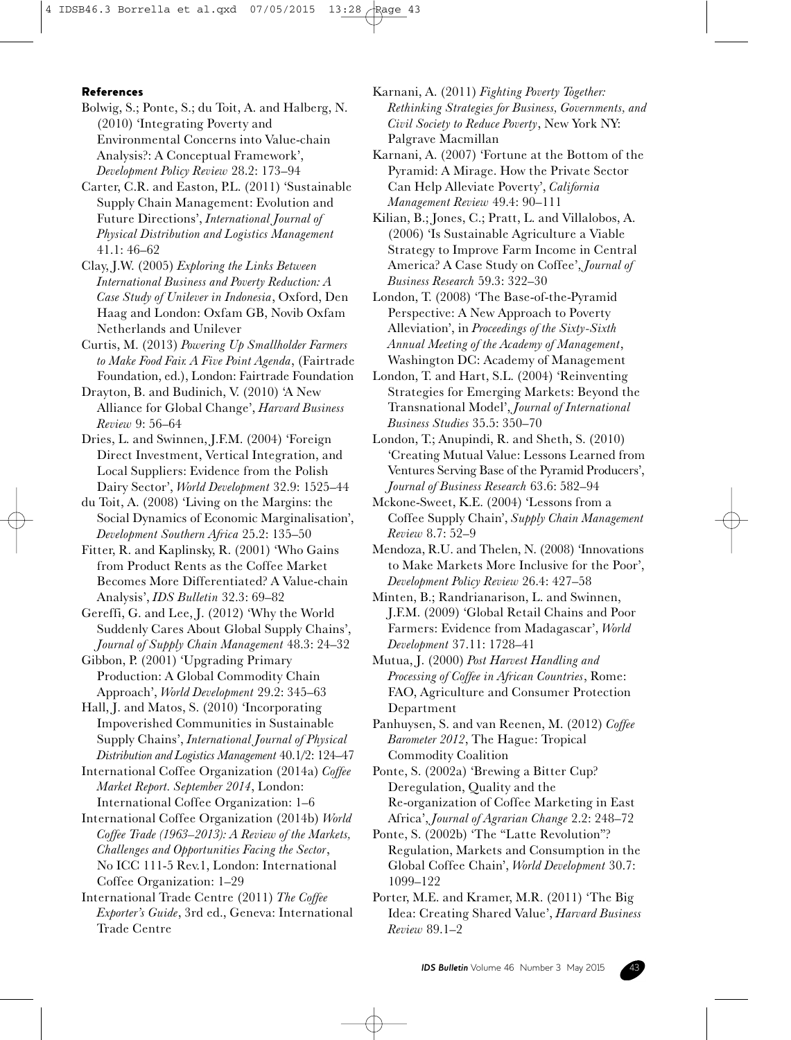## References

Bolwig, S.; Ponte, S.; du Toit, A. and Halberg, N. (2010) 'Integrating Poverty and Environmental Concerns into Value-chain Analysis?: A Conceptual Framework', *Development Policy Review* 28.2: 173–94

Carter, C.R. and Easton, P.L. (2011) 'Sustainable Supply Chain Management: Evolution and Future Directions', *International Journal of Physical Distribution and Logistics Management* 41.1: 46–62

Clay, J.W. (2005) *Exploring the Links Between International Business and Poverty Reduction: A Case Study of Unilever in Indonesia*, Oxford, Den Haag and London: Oxfam GB, Novib Oxfam Netherlands and Unilever

Curtis, M. (2013) *Powering Up Smallholder Farmers to Make Food Fair. A Five Point Agenda*, (Fairtrade Foundation, ed.), London: Fairtrade Foundation

Drayton, B. and Budinich, V. (2010) 'A New Alliance for Global Change', *Harvard Business Review* 9: 56–64

Dries, L. and Swinnen, J.F.M. (2004) 'Foreign Direct Investment, Vertical Integration, and Local Suppliers: Evidence from the Polish Dairy Sector', *World Development* 32.9: 1525–44

du Toit, A. (2008) 'Living on the Margins: the Social Dynamics of Economic Marginalisation', *Development Southern Africa* 25.2: 135–50

Fitter, R. and Kaplinsky, R. (2001) 'Who Gains from Product Rents as the Coffee Market Becomes More Differentiated? A Value-chain Analysis', *IDS Bulletin* 32.3: 69–82

Gereffi, G. and Lee, J. (2012) 'Why the World Suddenly Cares About Global Supply Chains', *Journal of Supply Chain Management* 48.3: 24–32

Gibbon, P. (2001) 'Upgrading Primary Production: A Global Commodity Chain Approach', *World Development* 29.2: 345–63

Hall, J. and Matos, S. (2010) 'Incorporating Impoverished Communities in Sustainable Supply Chains', *International Journal of Physical Distribution and Logistics Management* 40.1/2: 124–47

International Coffee Organization (2014a) *Coffee Market Report. September 2014*, London: International Coffee Organization: 1–6

International Coffee Organization (2014b) *World Coffee Trade (1963–2013): A Review of the Markets, Challenges and Opportunities Facing the Sector*, No ICC 111-5 Rev.1, London: International Coffee Organization: 1–29

International Trade Centre (2011) *The Coffee Exporter's Guide*, 3rd ed., Geneva: International Trade Centre

Karnani, A. (2011) *Fighting Poverty Together: Rethinking Strategies for Business, Governments, and Civil Society to Reduce Poverty*, New York NY: Palgrave Macmillan

Karnani, A. (2007) 'Fortune at the Bottom of the Pyramid: A Mirage. How the Private Sector Can Help Alleviate Poverty', *California Management Review* 49.4: 90–111

Kilian, B.; Jones, C.; Pratt, L. and Villalobos, A. (2006) 'Is Sustainable Agriculture a Viable Strategy to Improve Farm Income in Central America? A Case Study on Coffee', *Journal of Business Research* 59.3: 322–30

London, T. (2008) 'The Base-of-the-Pyramid Perspective: A New Approach to Poverty Alleviation', in *Proceedings of the Sixty-Sixth Annual Meeting of the Academy of Management*, Washington DC: Academy of Management

London, T. and Hart, S.L. (2004) 'Reinventing Strategies for Emerging Markets: Beyond the Transnational Model', *Journal of International Business Studies* 35.5: 350–70

London, T.; Anupindi, R. and Sheth, S. (2010) 'Creating Mutual Value: Lessons Learned from Ventures Serving Base of the Pyramid Producers', *Journal of Business Research* 63.6: 582–94

Mckone-Sweet, K.E. (2004) 'Lessons from a Coffee Supply Chain', *Supply Chain Management Review* 8.7: 52–9

Mendoza, R.U. and Thelen, N. (2008) 'Innovations to Make Markets More Inclusive for the Poor', *Development Policy Review* 26.4: 427–58

Minten, B.; Randrianarison, L. and Swinnen, J.F.M. (2009) 'Global Retail Chains and Poor Farmers: Evidence from Madagascar', *World Development* 37.11: 1728–41

Mutua, J. (2000) *Post Harvest Handling and Processing of Coffee in African Countries*, Rome: FAO, Agriculture and Consumer Protection Department

Panhuysen, S. and van Reenen, M. (2012) *Coffee Barometer 2012*, The Hague: Tropical Commodity Coalition

Ponte, S. (2002a) 'Brewing a Bitter Cup? Deregulation, Quality and the Re-organization of Coffee Marketing in East Africa', *Journal of Agrarian Change* 2.2: 248–72

Ponte, S. (2002b) 'The "Latte Revolution"? Regulation, Markets and Consumption in the Global Coffee Chain', *World Development* 30.7: 1099–122

Porter, M.E. and Kramer, M.R. (2011) 'The Big Idea: Creating Shared Value', *Harvard Business Review* 89.1–2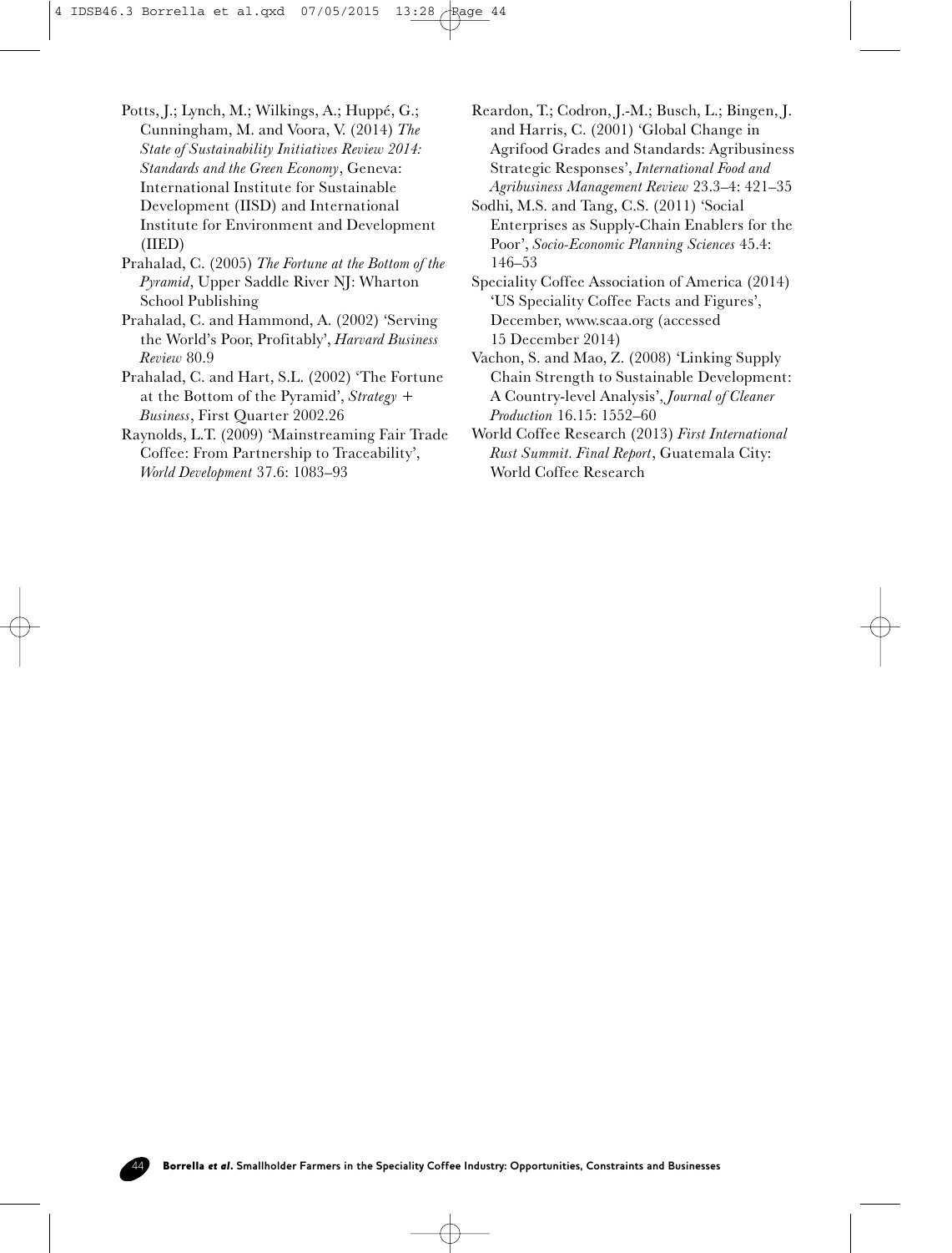Potts, J.; Lynch, M.; Wilkings, A.; Huppé, G.; Cunningham, M. and Voora, V. (2014) *The State of Sustainability Initiatives Review 2014: Standards and the Green Economy*, Geneva: International Institute for Sustainable Development (IISD) and International Institute for Environment and Development (IIED)

Prahalad, C. (2005) *The Fortune at the Bottom of the Pyramid*, Upper Saddle River NJ: Wharton School Publishing

Prahalad, C. and Hammond, A. (2002) 'Serving the World's Poor, Profitably', *Harvard Business Review* 80.9

Prahalad, C. and Hart, S.L. (2002) 'The Fortune at the Bottom of the Pyramid', *Strategy + Business*, First Quarter 2002.26

Raynolds, L.T. (2009) 'Mainstreaming Fair Trade Coffee: From Partnership to Traceability', *World Development* 37.6: 1083–93

Reardon, T.; Codron, J.-M.; Busch, L.; Bingen, J. and Harris, C. (2001) 'Global Change in Agrifood Grades and Standards: Agribusiness Strategic Responses', *International Food and Agribusiness Management Review* 23.3–4: 421–35

Sodhi, M.S. and Tang, C.S. (2011) 'Social Enterprises as Supply-Chain Enablers for the Poor', *Socio-Economic Planning Sciences* 45.4: 146–53

Speciality Coffee Association of America (2014) 'US Speciality Coffee Facts and Figures', December, www.scaa.org (accessed 15 December 2014)

Vachon, S. and Mao, Z. (2008) 'Linking Supply Chain Strength to Sustainable Development: A Country-level Analysis', *Journal of Cleaner Production* 16.15: 1552–60

World Coffee Research (2013) *First International Rust Summit. Final Report*, Guatemala City: World Coffee Research